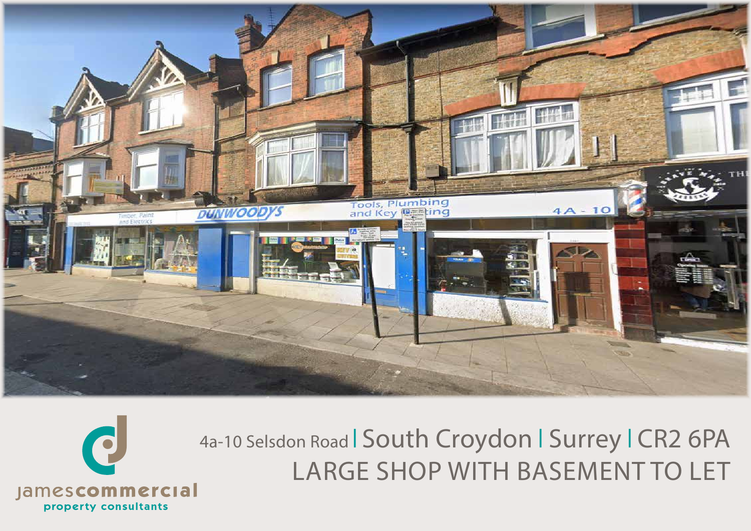jamescommercial
property consultants

4a-10 Selsdon Road | South Croydon | Surrey | CR2 6PA

# LARGE SHOP WITH BASEMENT TO LET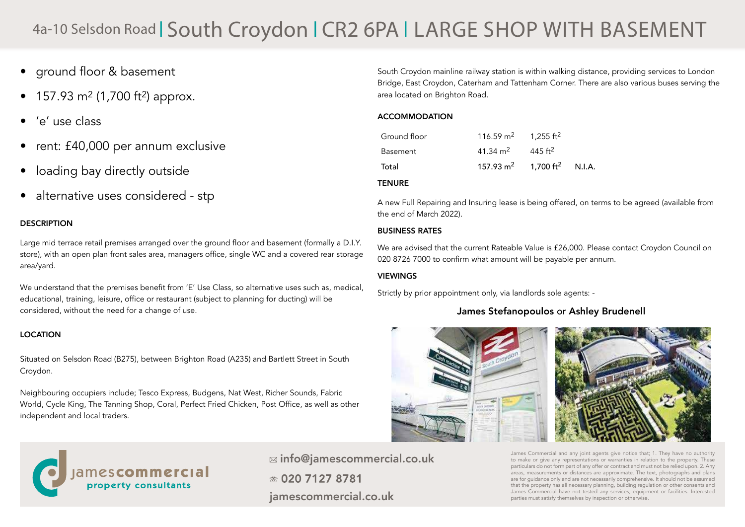# 4a-10 Selsdon Road | South Croydon | CR2 6PA | LARGE SHOP WITH BASEMENT

- ground floor & basement
- 157.93 $m^2$ (1,700 $ft^2$) approx.
- 'e' use class
- rent: £40,000 per annum exclusive
- loading bay directly outside
- alternative uses considered - stp

## DESCRIPTION

Large mid terrace retail premises arranged over the ground floor and basement (formally a D.I.Y. store), with an open plan front sales area, managers office, single WC and a covered rear storage area/yard.

We understand that the premises benefit from 'E' Use Class, so alternative uses such as, medical, educational, training, leisure, office or restaurant (subject to planning for ducting) will be considered, without the need for a change of use.

## LOCATION

Situated on Selsdon Road (B275), between Brighton Road (A235) and Bartlett Street in South Croydon.

Neighbouring occupiers include; Tesco Express, Budgens, Nat West, Richer Sounds, Fabric World, Cycle King, The Tanning Shop, Coral, Perfect Fried Chicken, Post Office, as well as other independent and local traders.

South Croydon mainline railway station is within walking distance, providing services to London Bridge, East Croydon, Caterham and Tattenham Corner. There are also various buses serving the area located on Brighton Road.

## ACCOMMODATION

| | | | |
|---|---|---|---|
| Ground floor | 116.59 $m^2$ | 1,255 $ft^2$ | |
| Basement | 41.34 $m^2$ | 445 $ft^2$ | |
| Total | **157.93 $m^2$** | **1,700 $ft^2$** | **N.I.A.** |

## TENURE

A new Full Repairing and Insuring lease is being offered, on terms to be agreed (available from the end of March 2022).

## BUSINESS RATES

We are advised that the current Rateable Value is £26,000. Please contact Croydon Council on 020 8726 7000 to confirm what amount will be payable per annum.

## VIEWINGS

Strictly by prior appointment only, via landlords sole agents: -

**James Stefanopoulos** or **Ashley Brudenell**

jamescommercial property consultants

info@jamescommercial.co.uk

020 7127 8781

jamescommercial.co.uk

James Commercial and any joint agents give notice that; 1. They have no authority to make or give any representations or warranties in relation to the property. These particulars do not form part of any offer or contract and must not be relied upon. 2. Any areas, measurements or distances are approximate. The text, photographs and plans are for guidance only and are not necessarily comprehensive. It should not be assumed that the property has all necessary planning, building regulation or other consents and James Commercial have not tested any services, equipment or facilities. Interested parties must satisfy themselves by inspection or otherwise.